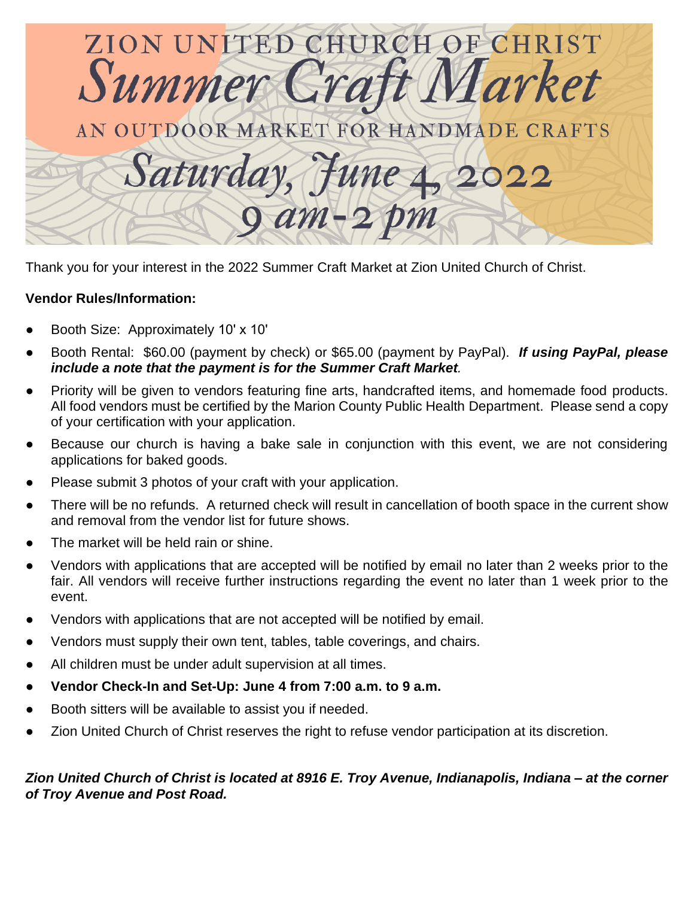# ZION UNITED CHURCH OF CHRIST

# Summer Craft Market

## AN OUTDOOR MARKET FOR HANDMADE CRAFTS

## Saturday, June 4, 2022
## 9 am-2 pm

Thank you for your interest in the 2022 Summer Craft Market at Zion United Church of Christ.

**Vendor Rules/Information:**

- Booth Size: Approximately 10' x 10'
- Booth Rental: $60.00 (payment by check) or $65.00 (payment by PayPal). ***If using PayPal, please include a note that the payment is for the Summer Craft Market.***
- Priority will be given to vendors featuring fine arts, handcrafted items, and homemade food products. All food vendors must be certified by the Marion County Public Health Department. Please send a copy of your certification with your application.
- Because our church is having a bake sale in conjunction with this event, we are not considering applications for baked goods.
- Please submit 3 photos of your craft with your application.
- There will be no refunds. A returned check will result in cancellation of booth space in the current show and removal from the vendor list for future shows.
- The market will be held rain or shine.
- Vendors with applications that are accepted will be notified by email no later than 2 weeks prior to the fair. All vendors will receive further instructions regarding the event no later than 1 week prior to the event.
- Vendors with applications that are not accepted will be notified by email.
- Vendors must supply their own tent, tables, table coverings, and chairs.
- All children must be under adult supervision at all times.
- **Vendor Check-In and Set-Up: June 4 from 7:00 a.m. to 9 a.m.**
- Booth sitters will be available to assist you if needed.
- Zion United Church of Christ reserves the right to refuse vendor participation at its discretion.

***Zion United Church of Christ is located at 8916 E. Troy Avenue, Indianapolis, Indiana – at the corner of Troy Avenue and Post Road.***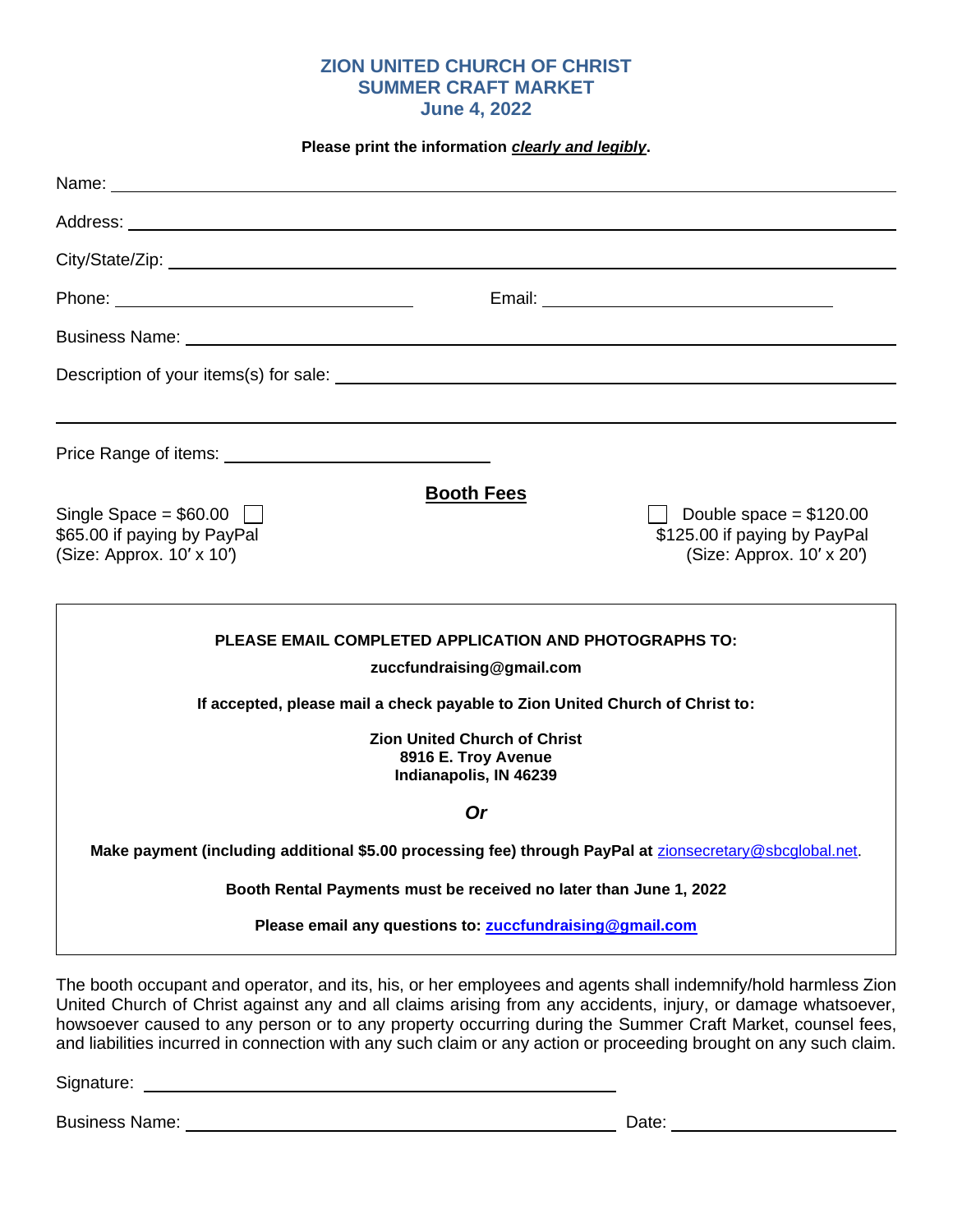# ZION UNITED CHURCH OF CHRIST
# SUMMER CRAFT MARKET
# June 4, 2022

**Please print the information _clearly and legibly_.**

Name: ______________________________

Address: ______________________________

City/State/Zip: ______________________________

Phone: ______________________________ Email: ______________________________

Business Name: ______________________________

Description of your items(s) for sale: ______________________________

______________________________

Price Range of items: ______________________________

## Booth Fees

Single Space = $60.00 ☐
$65.00 if paying by PayPal
(Size: Approx. 10′ x 10′)

☐ Double space = $120.00
$125.00 if paying by PayPal
(Size: Approx. 10′ x 20′)

---

**PLEASE EMAIL COMPLETED APPLICATION AND PHOTOGRAPHS TO:**

**zuccfundraising@gmail.com**

**If accepted, please mail a check payable to Zion United Church of Christ to:**

**Zion United Church of Christ**
**8916 E. Troy Avenue**
**Indianapolis, IN 46239**

***Or***

**Make payment (including additional $5.00 processing fee) through PayPal at** zionsecretary@sbcglobal.net.

**Booth Rental Payments must be received no later than June 1, 2022**

**Please email any questions to: zuccfundraising@gmail.com**

---

The booth occupant and operator, and its, his, or her employees and agents shall indemnify/hold harmless Zion United Church of Christ against any and all claims arising from any accidents, injury, or damage whatsoever, howsoever caused to any person or to any property occurring during the Summer Craft Market, counsel fees, and liabilities incurred in connection with any such claim or any action or proceeding brought on any such claim.

Signature: ______________________________

Business Name: ______________________________ Date: ______________________________